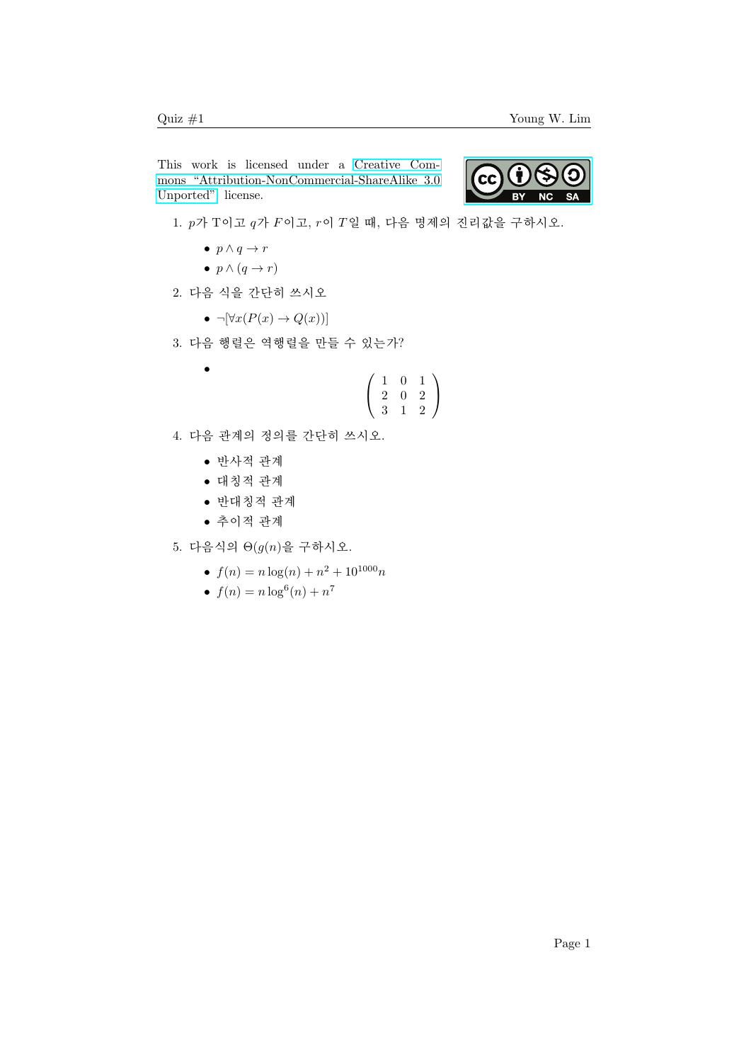This work is licensed under a Creative Commons "Attribution-NonCommercial-ShareAlike 3.0 Unported" license.

1. $p$가 T이고 $q$가 $F$이고, $r$이 $T$일 때, 다음 명제의 진리값을 구하시오.

   - $p \wedge q \rightarrow r$
   - $p \wedge (q \rightarrow r)$

2. 다음 식을 간단히 쓰시오

   - $\neg[\forall x(P(x) \rightarrow Q(x))]$

3. 다음 행렬은 역행렬을 만들 수 있는가?

   - $$\begin{pmatrix} 1 & 0 & 1 \\ 2 & 0 & 2 \\ 3 & 1 & 2 \end{pmatrix}$$

4. 다음 관계의 정의를 간단히 쓰시오.

   - 반사적 관계
   - 대칭적 관계
   - 반대칭적 관계
   - 추이적 관계

5. 다음식의 $\Theta(g(n))$을 구하시오.

   - $f(n) = n\log(n) + n^2 + 10^{1000}n$
   - $f(n) = n\log^6(n) + n^7$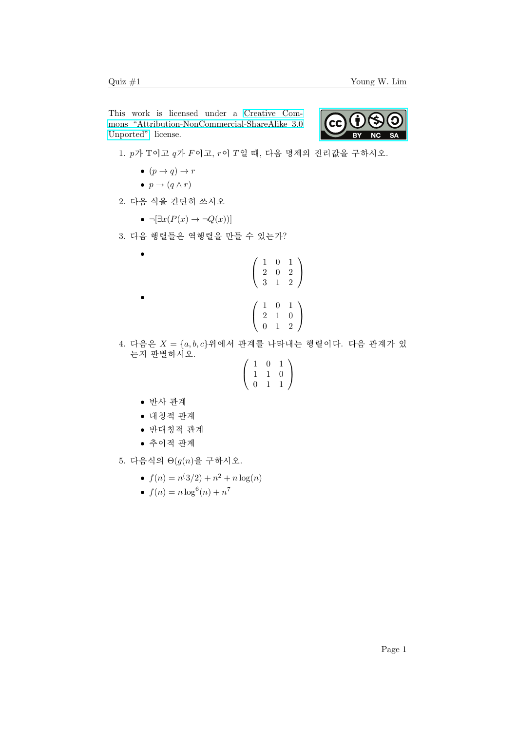This work is licensed under a Creative Commons "Attribution-NonCommercial-ShareAlike 3.0 Unported" license.

1. $p$가 T이고 $q$가 $F$이고, $r$이 $T$일 때, 다음 명제의 진리값을 구하시오.
   - $(p \to q) \to r$
   - $p \to (q \wedge r)$
2. 다음 식을 간단히 쓰시오
   - $\neg[\exists x(P(x) \to \neg Q(x))]$
3. 다음 행렬들은 역행렬을 만들 수 있는가?
   - $$\begin{pmatrix} 1 & 0 & 1 \\ 2 & 0 & 2 \\ 3 & 1 & 2 \end{pmatrix}$$
   - $$\begin{pmatrix} 1 & 0 & 1 \\ 2 & 1 & 0 \\ 0 & 1 & 2 \end{pmatrix}$$
4. 다음은 $X = \{a, b, c\}$위에서 관계를 나타내는 행렬이다. 다음 관계가 있는지 판별하시오.
   $$\begin{pmatrix} 1 & 0 & 1 \\ 1 & 1 & 0 \\ 0 & 1 & 1 \end{pmatrix}$$
   - 반사 관계
   - 대칭적 관계
   - 반대칭적 관계
   - 추이적 관계
5. 다음식의 $\Theta(g(n))$을 구하시오.
   - $f(n) = n^(3/2) + n^2 + n\log(n)$
   - $f(n) = n\log^6(n) + n^7$